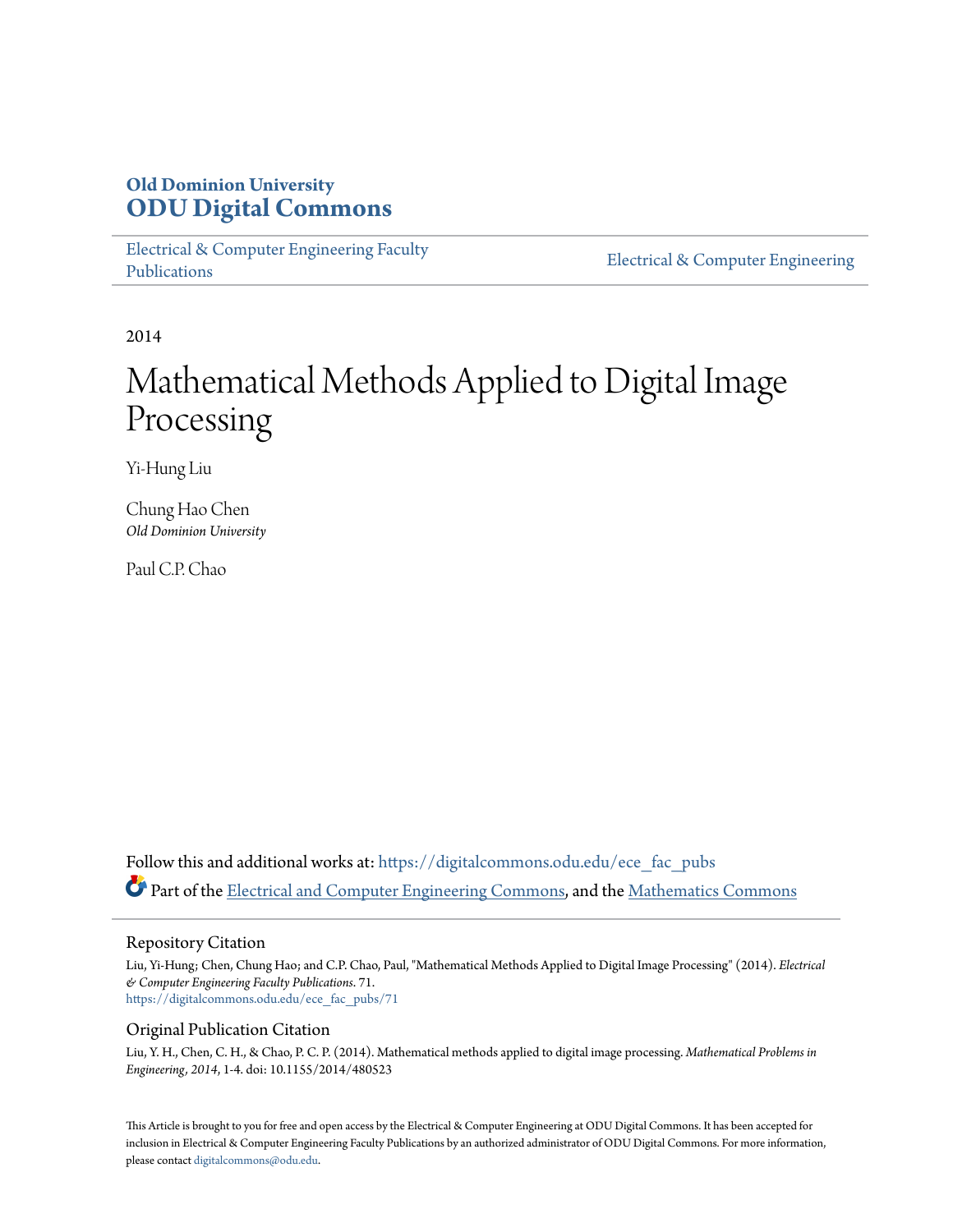**Old Dominion University**
**ODU Digital Commons**

Electrical & Computer Engineering Faculty Publications | Electrical & Computer Engineering

2014

# Mathematical Methods Applied to Digital Image Processing

Yi-Hung Liu

Chung Hao Chen
*Old Dominion University*

Paul C.P. Chao

Follow this and additional works at: https://digitalcommons.odu.edu/ece_fac_pubs

Part of the Electrical and Computer Engineering Commons, and the Mathematics Commons

## Repository Citation

Liu, Yi-Hung; Chen, Chung Hao; and C.P. Chao, Paul, "Mathematical Methods Applied to Digital Image Processing" (2014). *Electrical & Computer Engineering Faculty Publications*. 71.
https://digitalcommons.odu.edu/ece_fac_pubs/71

## Original Publication Citation

Liu, Y. H., Chen, C. H., & Chao, P. C. P. (2014). Mathematical methods applied to digital image processing. *Mathematical Problems in Engineering, 2014*, 1-4. doi: 10.1155/2014/480523

This Article is brought to you for free and open access by the Electrical & Computer Engineering at ODU Digital Commons. It has been accepted for inclusion in Electrical & Computer Engineering Faculty Publications by an authorized administrator of ODU Digital Commons. For more information, please contact digitalcommons@odu.edu.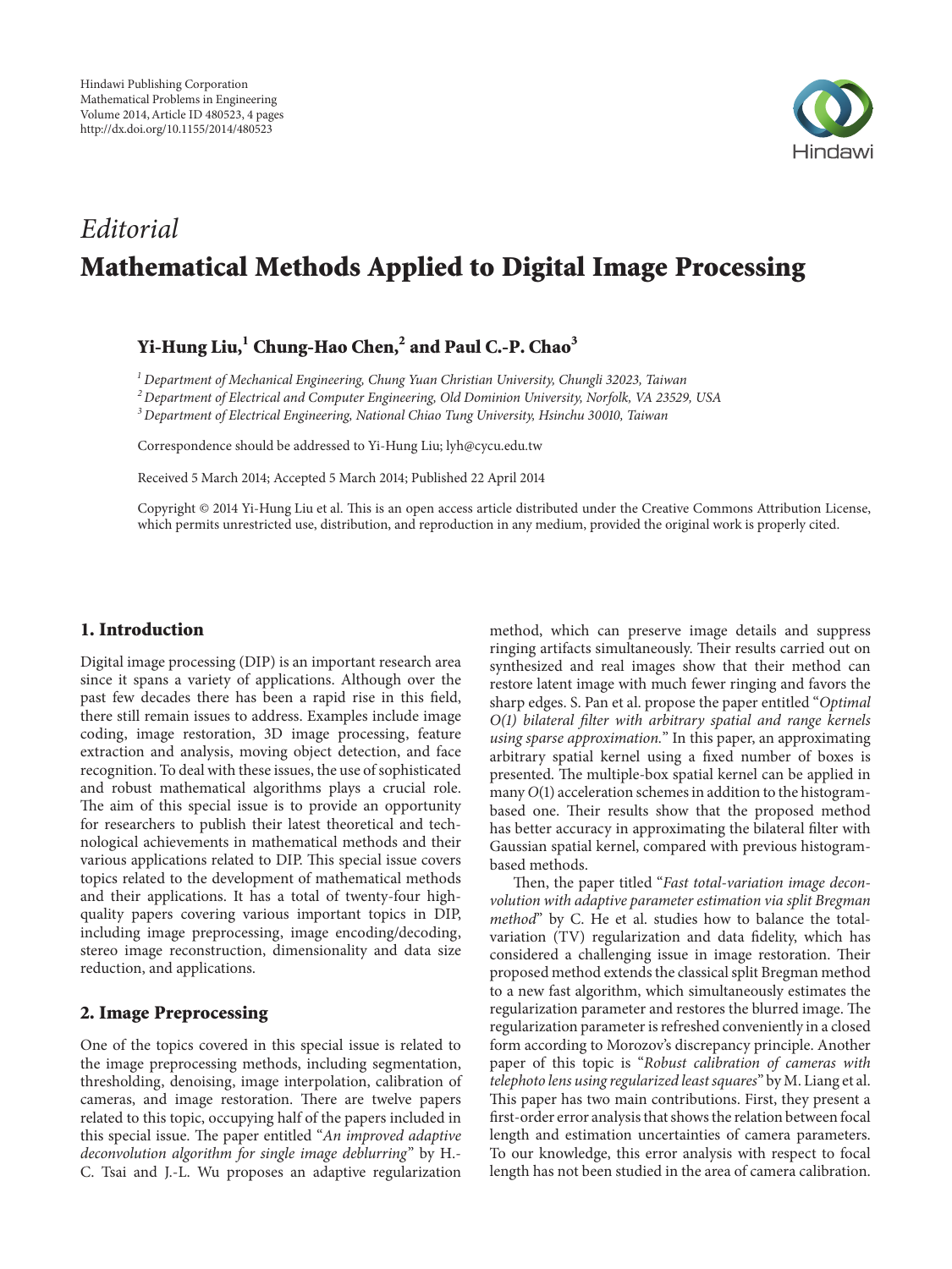*Editorial*

# Mathematical Methods Applied to Digital Image Processing

**Yi-Hung Liu,[1] Chung-Hao Chen,[2] and Paul C.-P. Chao[3]**

[1] *Department of Mechanical Engineering, Chung Yuan Christian University, Chungli 32023, Taiwan*
[2] *Department of Electrical and Computer Engineering, Old Dominion University, Norfolk, VA 23529, USA*
[3] *Department of Electrical Engineering, National Chiao Tung University, Hsinchu 30010, Taiwan*

Correspondence should be addressed to Yi-Hung Liu; lyh@cycu.edu.tw

Received 5 March 2014; Accepted 5 March 2014; Published 22 April 2014

Copyright © 2014 Yi-Hung Liu et al. This is an open access article distributed under the Creative Commons Attribution License, which permits unrestricted use, distribution, and reproduction in any medium, provided the original work is properly cited.

## 1. Introduction

Digital image processing (DIP) is an important research area since it spans a variety of applications. Although over the past few decades there has been a rapid rise in this field, there still remain issues to address. Examples include image coding, image restoration, 3D image processing, feature extraction and analysis, moving object detection, and face recognition. To deal with these issues, the use of sophisticated and robust mathematical algorithms plays a crucial role. The aim of this special issue is to provide an opportunity for researchers to publish their latest theoretical and technological achievements in mathematical methods and their various applications related to DIP. This special issue covers topics related to the development of mathematical methods and their applications. It has a total of twenty-four high-quality papers covering various important topics in DIP, including image preprocessing, image encoding/decoding, stereo image reconstruction, dimensionality and data size reduction, and applications.

## 2. Image Preprocessing

One of the topics covered in this special issue is related to the image preprocessing methods, including segmentation, thresholding, denoising, image interpolation, calibration of cameras, and image restoration. There are twelve papers related to this topic, occupying half of the papers included in this special issue. The paper entitled "*An improved adaptive deconvolution algorithm for single image deblurring*" by H.-C. Tsai and J.-L. Wu proposes an adaptive regularization method, which can preserve image details and suppress ringing artifacts simultaneously. Their results carried out on synthesized and real images show that their method can restore latent image with much fewer ringing and favors the sharp edges. S. Pan et al. propose the paper entitled "*Optimal O(1) bilateral filter with arbitrary spatial and range kernels using sparse approximation.*" In this paper, an approximating arbitrary spatial kernel using a fixed number of boxes is presented. The multiple-box spatial kernel can be applied in many $O(1)$ acceleration schemes in addition to the histogram-based one. Their results show that the proposed method has better accuracy in approximating the bilateral filter with Gaussian spatial kernel, compared with previous histogram-based methods.

Then, the paper titled "*Fast total-variation image deconvolution with adaptive parameter estimation via split Bregman method*" by C. He et al. studies how to balance the total-variation (TV) regularization and data fidelity, which has considered a challenging issue in image restoration. Their proposed method extends the classical split Bregman method to a new fast algorithm, which simultaneously estimates the regularization parameter and restores the blurred image. The regularization parameter is refreshed conveniently in a closed form according to Morozov's discrepancy principle. Another paper of this topic is "*Robust calibration of cameras with telephoto lens using regularized least squares*" by M. Liang et al. This paper has two main contributions. First, they present a first-order error analysis that shows the relation between focal length and estimation uncertainties of camera parameters. To our knowledge, this error analysis with respect to focal length has not been studied in the area of camera calibration.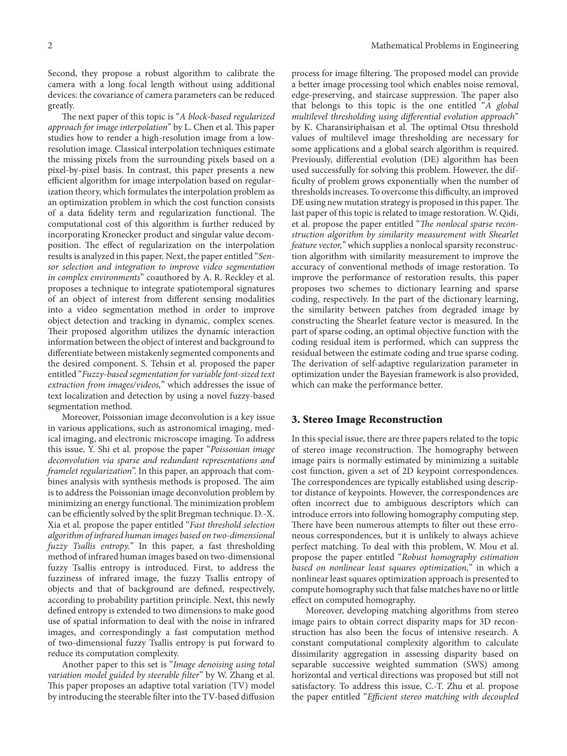Second, they propose a robust algorithm to calibrate the camera with a long focal length without using additional devices: the covariance of camera parameters can be reduced greatly.

The next paper of this topic is "*A block-based regularized approach for image interpolation*" by L. Chen et al. This paper studies how to render a high-resolution image from a low-resolution image. Classical interpolation techniques estimate the missing pixels from the surrounding pixels based on a pixel-by-pixel basis. In contrast, this paper presents a new efficient algorithm for image interpolation based on regularization theory, which formulates the interpolation problem as an optimization problem in which the cost function consists of a data fidelity term and regularization functional. The computational cost of this algorithm is further reduced by incorporating Kronecker product and singular value decomposition. The effect of regularization on the interpolation results is analyzed in this paper. Next, the paper entitled "*Sensor selection and integration to improve video segmentation in complex environments*" coauthored by A. R. Reckley et al. proposes a technique to integrate spatiotemporal signatures of an object of interest from different sensing modalities into a video segmentation method in order to improve object detection and tracking in dynamic, complex scenes. Their proposed algorithm utilizes the dynamic interaction information between the object of interest and background to differentiate between mistakenly segmented components and the desired component. S. Tehsin et al. proposed the paper entitled "*Fuzzy-based segmentation for variable font-sized text extraction from images/videos,*" which addresses the issue of text localization and detection by using a novel fuzzy-based segmentation method.

Moreover, Poissonian image deconvolution is a key issue in various applications, such as astronomical imaging, medical imaging, and electronic microscope imaging. To address this issue, Y. Shi et al. propose the paper "*Poissonian image deconvolution via sparse and redundant representations and framelet regularization*". In this paper, an approach that combines analysis with synthesis methods is proposed. The aim is to address the Poissonian image deconvolution problem by minimizing an energy functional. The minimization problem can be efficiently solved by the split Bregman technique. D.-X. Xia et al. propose the paper entitled "*Fast threshold selection algorithm of infrared human images based on two-dimensional fuzzy Tsallis entropy.*" In this paper, a fast thresholding method of infrared human images based on two-dimensional fuzzy Tsallis entropy is introduced. First, to address the fuzziness of infrared image, the fuzzy Tsallis entropy of objects and that of background are defined, respectively, according to probability partition principle. Next, this newly defined entropy is extended to two dimensions to make good use of spatial information to deal with the noise in infrared images, and correspondingly a fast computation method of two-dimensional fuzzy Tsallis entropy is put forward to reduce its computation complexity.

Another paper to this set is "*Image denoising using total variation model guided by steerable filter*" by W. Zhang et al. This paper proposes an adaptive total variation (TV) model by introducing the steerable filter into the TV-based diffusion process for image filtering. The proposed model can provide a better image processing tool which enables noise removal, edge-preserving, and staircase suppression. The paper also that belongs to this topic is the one entitled "*A global multilevel thresholding using differential evolution approach*" by K. Charansiriphaisan et al. The optimal Otsu threshold values of multilevel image thresholding are necessary for some applications and a global search algorithm is required. Previously, differential evolution (DE) algorithm has been used successfully for solving this problem. However, the difficulty of problem grows exponentially when the number of thresholds increases. To overcome this difficulty, an improved DE using new mutation strategy is proposed in this paper. The last paper of this topic is related to image restoration. W. Qidi, et al. propose the paper entitled "*The nonlocal sparse reconstruction algorithm by similarity measurement with Shearlet feature vector,*" which supplies a nonlocal sparsity reconstruction algorithm with similarity measurement to improve the accuracy of conventional methods of image restoration. To improve the performance of restoration results, this paper proposes two schemes to dictionary learning and sparse coding, respectively. In the part of the dictionary learning, the similarity between patches from degraded image by constructing the Shearlet feature vector is measured. In the part of sparse coding, an optimal objective function with the coding residual item is performed, which can suppress the residual between the estimate coding and true sparse coding. The derivation of self-adaptive regularization parameter in optimization under the Bayesian framework is also provided, which can make the performance better.

## 3. Stereo Image Reconstruction

In this special issue, there are three papers related to the topic of stereo image reconstruction. The homography between image pairs is normally estimated by minimizing a suitable cost function, given a set of 2D keypoint correspondences. The correspondences are typically established using descriptor distance of keypoints. However, the correspondences are often incorrect due to ambiguous descriptors which can introduce errors into following homography computing step. There have been numerous attempts to filter out these erroneous correspondences, but it is unlikely to always achieve perfect matching. To deal with this problem, W. Mou et al. propose the paper entitled "*Robust homography estimation based on nonlinear least squares optimization,*" in which a nonlinear least squares optimization approach is presented to compute homography such that false matches have no or little effect on computed homography.

Moreover, developing matching algorithms from stereo image pairs to obtain correct disparity maps for 3D reconstruction has also been the focus of intensive research. A constant computational complexity algorithm to calculate dissimilarity aggregation in assessing disparity based on separable successive weighted summation (SWS) among horizontal and vertical directions was proposed but still not satisfactory. To address this issue, C.-T. Zhu et al. propose the paper entitled "*Efficient stereo matching with decoupled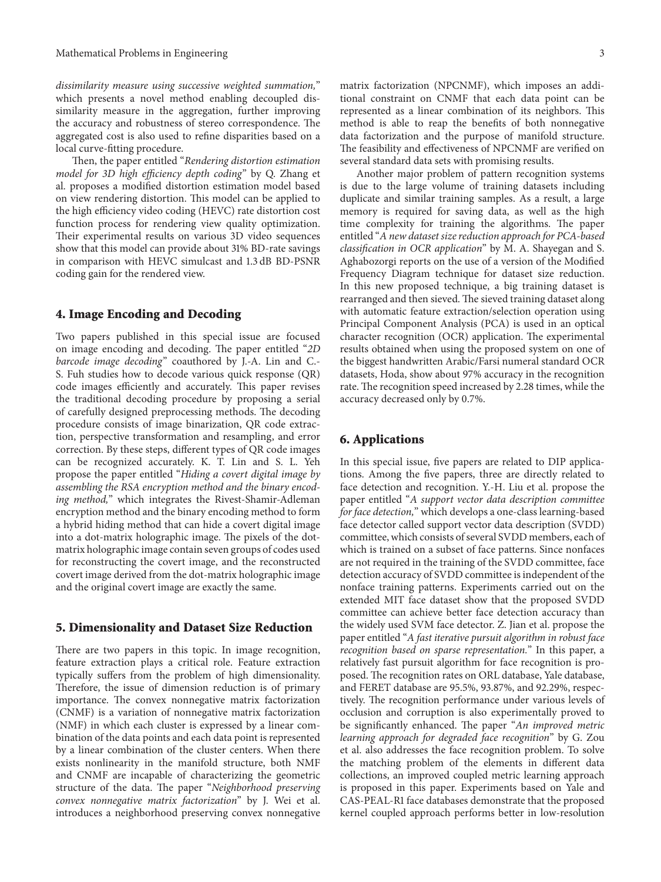*dissimilarity measure using successive weighted summation,*" which presents a novel method enabling decoupled dissimilarity measure in the aggregation, further improving the accuracy and robustness of stereo correspondence. The aggregated cost is also used to refine disparities based on a local curve-fitting procedure.

Then, the paper entitled "*Rendering distortion estimation model for 3D high efficiency depth coding*" by Q. Zhang et al. proposes a modified distortion estimation model based on view rendering distortion. This model can be applied to the high efficiency video coding (HEVC) rate distortion cost function process for rendering view quality optimization. Their experimental results on various 3D video sequences show that this model can provide about 31% BD-rate savings in comparison with HEVC simulcast and 1.3 dB BD-PSNR coding gain for the rendered view.

## 4. Image Encoding and Decoding

Two papers published in this special issue are focused on image encoding and decoding. The paper entitled "*2D barcode image decoding*" coauthored by J.-A. Lin and C.-S. Fuh studies how to decode various quick response (QR) code images efficiently and accurately. This paper revises the traditional decoding procedure by proposing a serial of carefully designed preprocessing methods. The decoding procedure consists of image binarization, QR code extraction, perspective transformation and resampling, and error correction. By these steps, different types of QR code images can be recognized accurately. K. T. Lin and S. L. Yeh propose the paper entitled "*Hiding a covert digital image by assembling the RSA encryption method and the binary encoding method,*" which integrates the Rivest-Shamir-Adleman encryption method and the binary encoding method to form a hybrid hiding method that can hide a covert digital image into a dot-matrix holographic image. The pixels of the dot-matrix holographic image contain seven groups of codes used for reconstructing the covert image, and the reconstructed covert image derived from the dot-matrix holographic image and the original covert image are exactly the same.

## 5. Dimensionality and Dataset Size Reduction

There are two papers in this topic. In image recognition, feature extraction plays a critical role. Feature extraction typically suffers from the problem of high dimensionality. Therefore, the issue of dimension reduction is of primary importance. The convex nonnegative matrix factorization (CNMF) is a variation of nonnegative matrix factorization (NMF) in which each cluster is expressed by a linear combination of the data points and each data point is represented by a linear combination of the cluster centers. When there exists nonlinearity in the manifold structure, both NMF and CNMF are incapable of characterizing the geometric structure of the data. The paper "*Neighborhood preserving convex nonnegative matrix factorization*" by J. Wei et al. introduces a neighborhood preserving convex nonnegative matrix factorization (NPCNMF), which imposes an additional constraint on CNMF that each data point can be represented as a linear combination of its neighbors. This method is able to reap the benefits of both nonnegative data factorization and the purpose of manifold structure. The feasibility and effectiveness of NPCNMF are verified on several standard data sets with promising results.

Another major problem of pattern recognition systems is due to the large volume of training datasets including duplicate and similar training samples. As a result, a large memory is required for saving data, as well as the high time complexity for training the algorithms. The paper entitled "*A new dataset size reduction approach for PCA-based classification in OCR application*" by M. A. Shayegan and S. Aghabozorgi reports on the use of a version of the Modified Frequency Diagram technique for dataset size reduction. In this new proposed technique, a big training dataset is rearranged and then sieved. The sieved training dataset along with automatic feature extraction/selection operation using Principal Component Analysis (PCA) is used in an optical character recognition (OCR) application. The experimental results obtained when using the proposed system on one of the biggest handwritten Arabic/Farsi numeral standard OCR datasets, Hoda, show about 97% accuracy in the recognition rate. The recognition speed increased by 2.28 times, while the accuracy decreased only by 0.7%.

## 6. Applications

In this special issue, five papers are related to DIP applications. Among the five papers, three are directly related to face detection and recognition. Y.-H. Liu et al. propose the paper entitled "*A support vector data description committee for face detection,*" which develops a one-class learning-based face detector called support vector data description (SVDD) committee, which consists of several SVDD members, each of which is trained on a subset of face patterns. Since nonfaces are not required in the training of the SVDD committee, face detection accuracy of SVDD committee is independent of the nonface training patterns. Experiments carried out on the extended MIT face dataset show that the proposed SVDD committee can achieve better face detection accuracy than the widely used SVM face detector. Z. Jian et al. propose the paper entitled "*A fast iterative pursuit algorithm in robust face recognition based on sparse representation.*" In this paper, a relatively fast pursuit algorithm for face recognition is proposed. The recognition rates on ORL database, Yale database, and FERET database are 95.5%, 93.87%, and 92.29%, respectively. The recognition performance under various levels of occlusion and corruption is also experimentally proved to be significantly enhanced. The paper "*An improved metric learning approach for degraded face recognition*" by G. Zou et al. also addresses the face recognition problem. To solve the matching problem of the elements in different data collections, an improved coupled metric learning approach is proposed in this paper. Experiments based on Yale and CAS-PEAL-R1 face databases demonstrate that the proposed kernel coupled approach performs better in low-resolution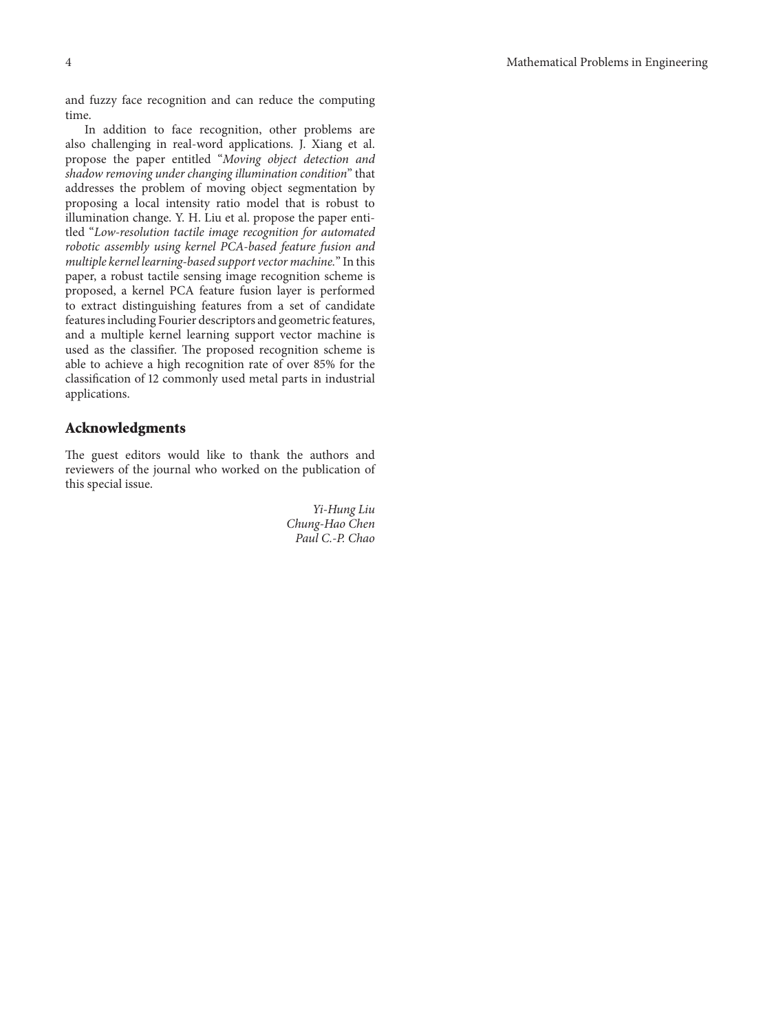and fuzzy face recognition and can reduce the computing time.

In addition to face recognition, other problems are also challenging in real-word applications. J. Xiang et al. propose the paper entitled "*Moving object detection and shadow removing under changing illumination condition*" that addresses the problem of moving object segmentation by proposing a local intensity ratio model that is robust to illumination change. Y. H. Liu et al. propose the paper entitled "*Low-resolution tactile image recognition for automated robotic assembly using kernel PCA-based feature fusion and multiple kernel learning-based support vector machine.*" In this paper, a robust tactile sensing image recognition scheme is proposed, a kernel PCA feature fusion layer is performed to extract distinguishing features from a set of candidate features including Fourier descriptors and geometric features, and a multiple kernel learning support vector machine is used as the classifier. The proposed recognition scheme is able to achieve a high recognition rate of over 85% for the classification of 12 commonly used metal parts in industrial applications.

## Acknowledgments

The guest editors would like to thank the authors and reviewers of the journal who worked on the publication of this special issue.

*Yi-Hung Liu*
*Chung-Hao Chen*
*Paul C.-P. Chao*